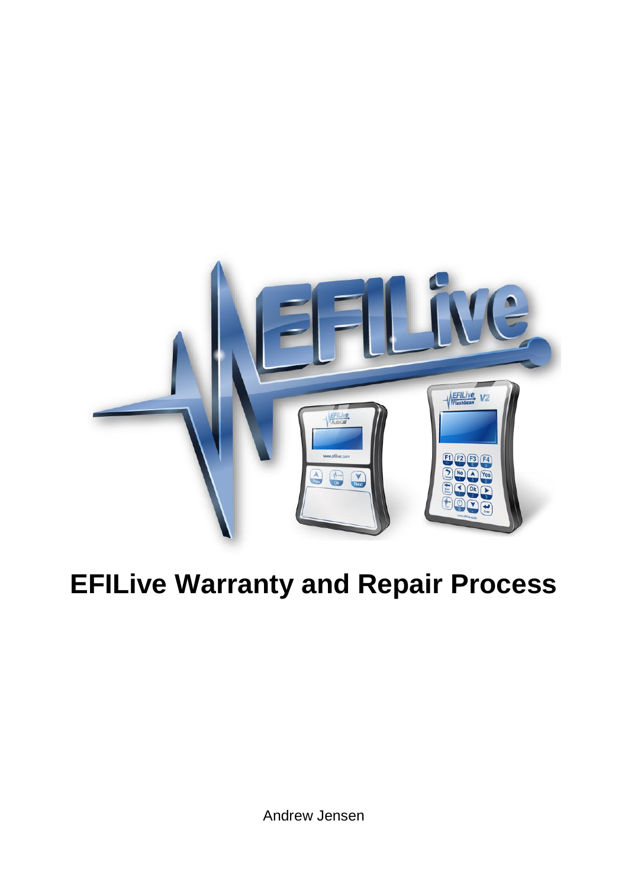# EFILive Warranty and Repair Process

Andrew Jensen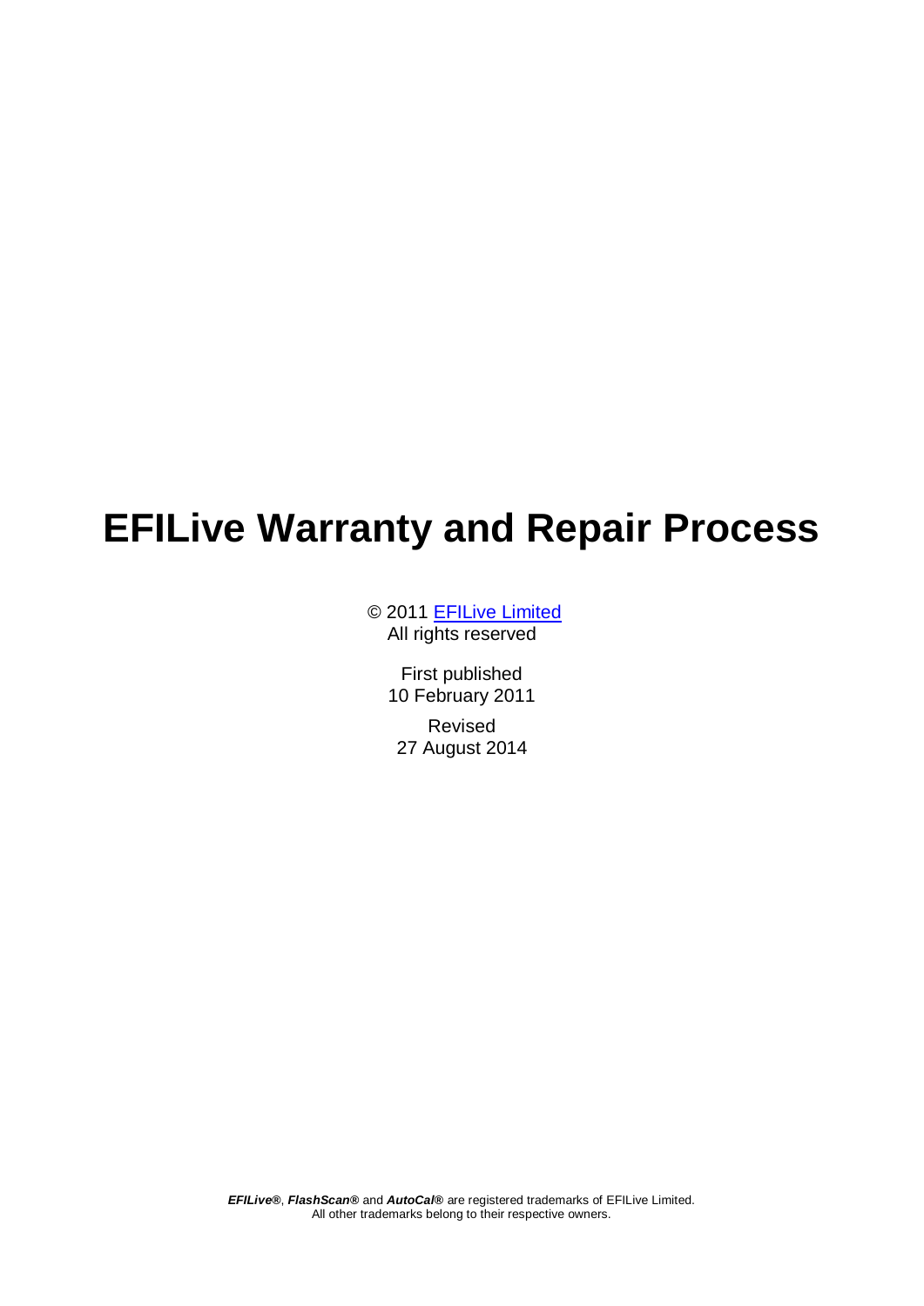# EFILive Warranty and Repair Process

© 2011 [EFILive Limited](#)
All rights reserved

First published
10 February 2011

Revised
27 August 2014

***EFILive®***, ***FlashScan®*** and ***AutoCal®*** are registered trademarks of EFILive Limited.
All other trademarks belong to their respective owners.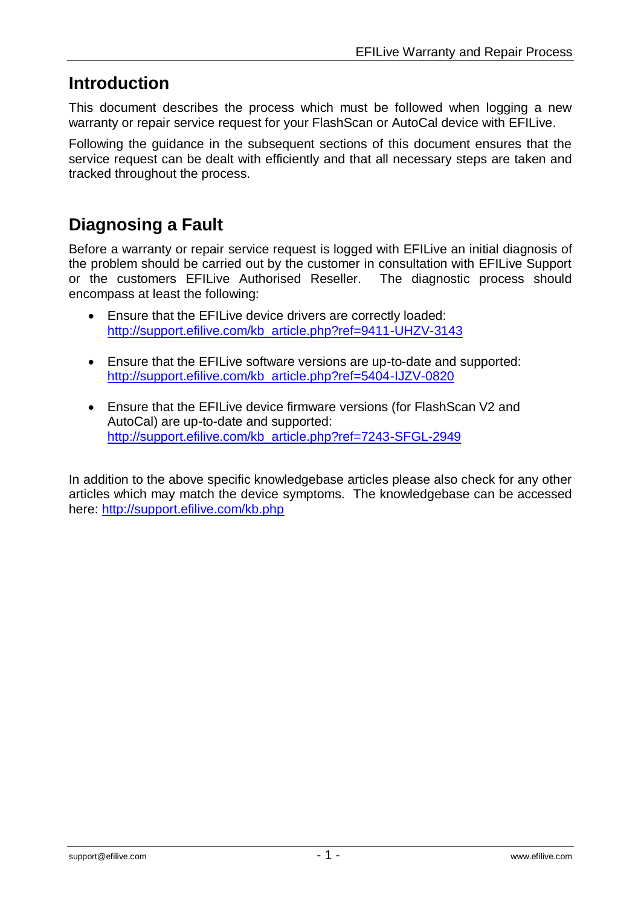## Introduction

This document describes the process which must be followed when logging a new warranty or repair service request for your FlashScan or AutoCal device with EFILive.

Following the guidance in the subsequent sections of this document ensures that the service request can be dealt with efficiently and that all necessary steps are taken and tracked throughout the process.

## Diagnosing a Fault

Before a warranty or repair service request is logged with EFILive an initial diagnosis of the problem should be carried out by the customer in consultation with EFILive Support or the customers EFILive Authorised Reseller. The diagnostic process should encompass at least the following:

- Ensure that the EFILive device drivers are correctly loaded: http://support.efilive.com/kb_article.php?ref=9411-UHZV-3143
- Ensure that the EFILive software versions are up-to-date and supported: http://support.efilive.com/kb_article.php?ref=5404-IJZV-0820
- Ensure that the EFILive device firmware versions (for FlashScan V2 and AutoCal) are up-to-date and supported: http://support.efilive.com/kb_article.php?ref=7243-SFGL-2949

In addition to the above specific knowledgebase articles please also check for any other articles which may match the device symptoms. The knowledgebase can be accessed here: http://support.efilive.com/kb.php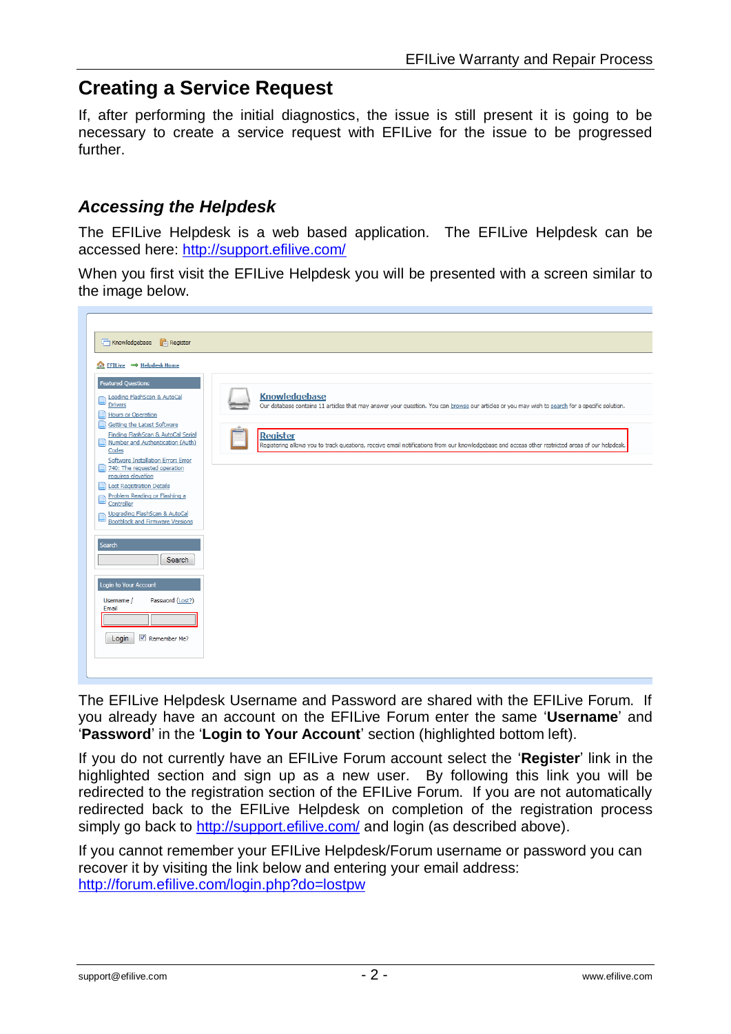## Creating a Service Request

If, after performing the initial diagnostics, the issue is still present it is going to be necessary to create a service request with EFILive for the issue to be progressed further.

### *Accessing the Helpdesk*

The EFILive Helpdesk is a web based application. The EFILive Helpdesk can be accessed here: http://support.efilive.com/

When you first visit the EFILive Helpdesk you will be presented with a screen similar to the image below.

The EFILive Helpdesk Username and Password are shared with the EFILive Forum. If you already have an account on the EFILive Forum enter the same '**Username**' and '**Password**' in the '**Login to Your Account**' section (highlighted bottom left).

If you do not currently have an EFILive Forum account select the '**Register**' link in the highlighted section and sign up as a new user. By following this link you will be redirected to the registration section of the EFILive Forum. If you are not automatically redirected back to the EFILive Helpdesk on completion of the registration process simply go back to http://support.efilive.com/ and login (as described above).

If you cannot remember your EFILive Helpdesk/Forum username or password you can recover it by visiting the link below and entering your email address:
http://forum.efilive.com/login.php?do=lostpw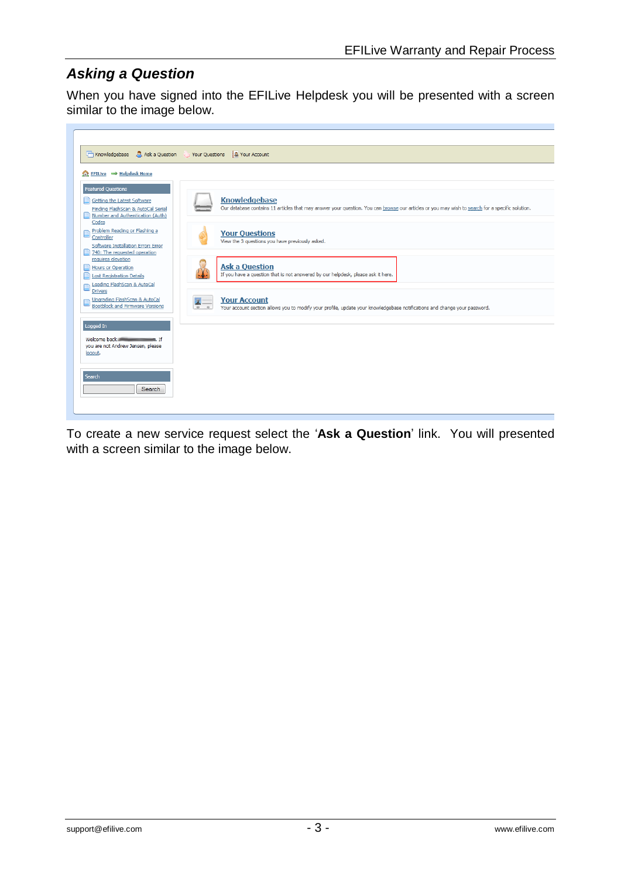## *Asking a Question*

When you have signed into the EFILive Helpdesk you will be presented with a screen similar to the image below.

To create a new service request select the '**Ask a Question**' link. You will presented with a screen similar to the image below.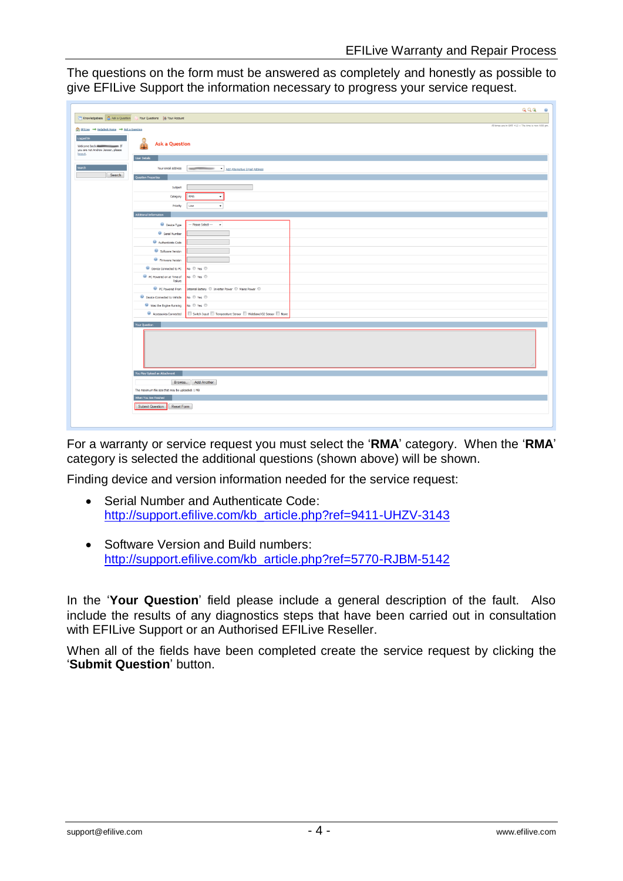The questions on the form must be answered as completely and honestly as possible to give EFILive Support the information necessary to progress your service request.

For a warranty or service request you must select the '**RMA**' category. When the '**RMA**' category is selected the additional questions (shown above) will be shown.

Finding device and version information needed for the service request:

- Serial Number and Authenticate Code:
  http://support.efilive.com/kb_article.php?ref=9411-UHZV-3143

- Software Version and Build numbers:
  http://support.efilive.com/kb_article.php?ref=5770-RJBM-5142

In the '**Your Question**' field please include a general description of the fault. Also include the results of any diagnostics steps that have been carried out in consultation with EFILive Support or an Authorised EFILive Reseller.

When all of the fields have been completed create the service request by clicking the '**Submit Question**' button.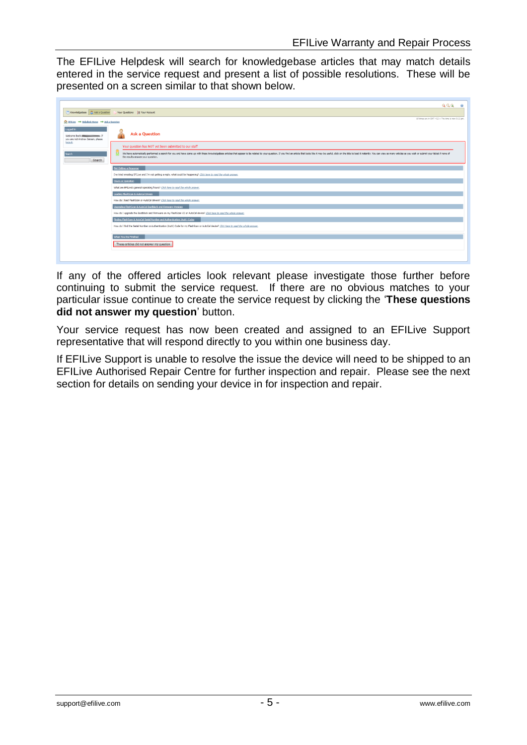The EFILive Helpdesk will search for knowledgebase articles that may match details entered in the service request and present a list of possible resolutions. These will be presented on a screen similar to that shown below.

If any of the offered articles look relevant please investigate those further before continuing to submit the service request. If there are no obvious matches to your particular issue continue to create the service request by clicking the '**These questions did not answer my question**' button.

Your service request has now been created and assigned to an EFILive Support representative that will respond directly to you within one business day.

If EFILive Support is unable to resolve the issue the device will need to be shipped to an EFILive Authorised Repair Centre for further inspection and repair. Please see the next section for details on sending your device in for inspection and repair.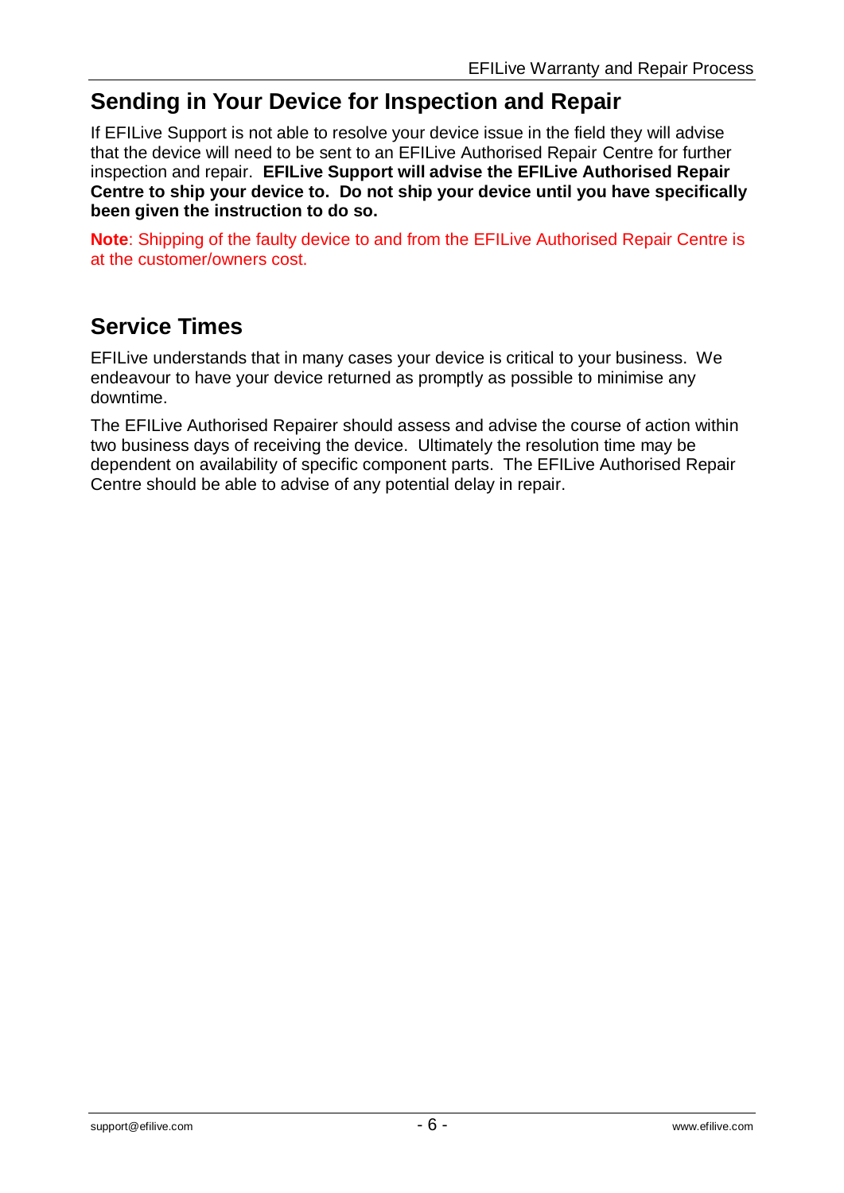## Sending in Your Device for Inspection and Repair

If EFILive Support is not able to resolve your device issue in the field they will advise that the device will need to be sent to an EFILive Authorised Repair Centre for further inspection and repair. **EFILive Support will advise the EFILive Authorised Repair Centre to ship your device to. Do not ship your device until you have specifically been given the instruction to do so.**

**Note**: Shipping of the faulty device to and from the EFILive Authorised Repair Centre is at the customer/owners cost.

## Service Times

EFILive understands that in many cases your device is critical to your business. We endeavour to have your device returned as promptly as possible to minimise any downtime.

The EFILive Authorised Repairer should assess and advise the course of action within two business days of receiving the device. Ultimately the resolution time may be dependent on availability of specific component parts. The EFILive Authorised Repair Centre should be able to advise of any potential delay in repair.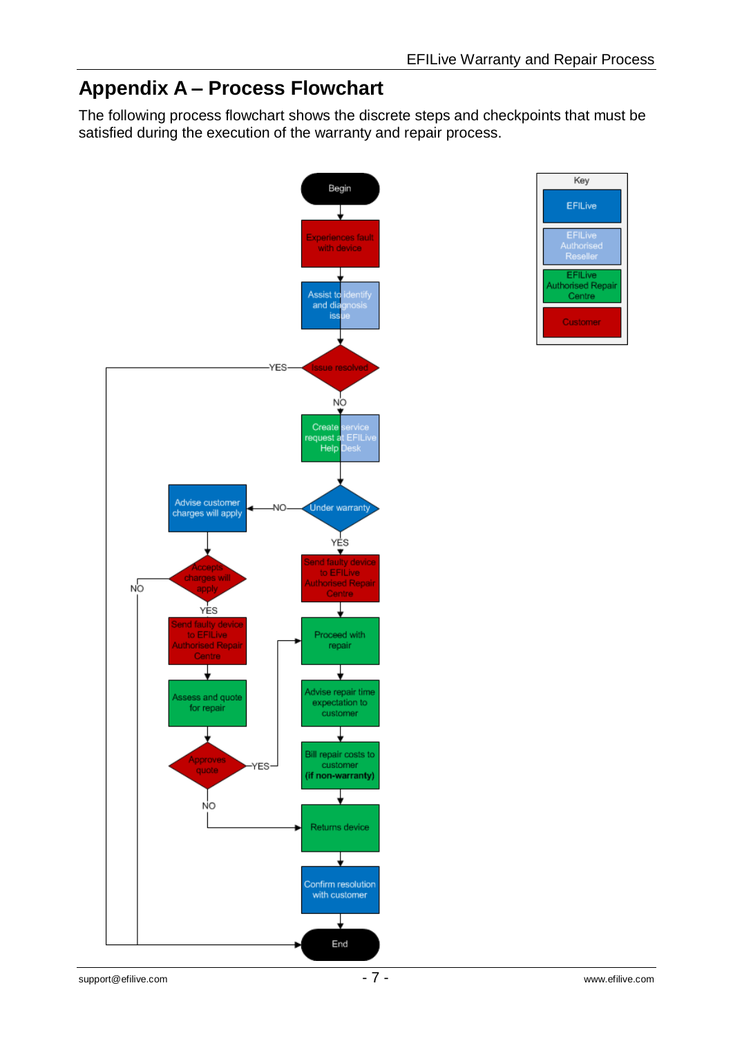# Appendix A – Process Flowchart

The following process flowchart shows the discrete steps and checkpoints that must be satisfied during the execution of the warranty and repair process.

Key

EFILive

EFILive Authorised Reseller

EFILive Authorised Repair Centre

Customer

Begin

Experiences fault with device

Assist to identify and diagnosis issue

Issue resolved

YES

NO

Create service request at EFILive Help Desk

Under warranty

NO

Advise customer charges will apply

Accepts charges will apply

NO

YES

Send faulty device to EFILive Authorised Repair Centre

Assess and quote for repair

Approves quote

YES

NO

YES

Send faulty device to EFILive Authorised Repair Centre

Proceed with repair

Advise repair time expectation to customer

Bill repair costs to customer **(if non-warranty)**

Returns device

Confirm resolution with customer

End